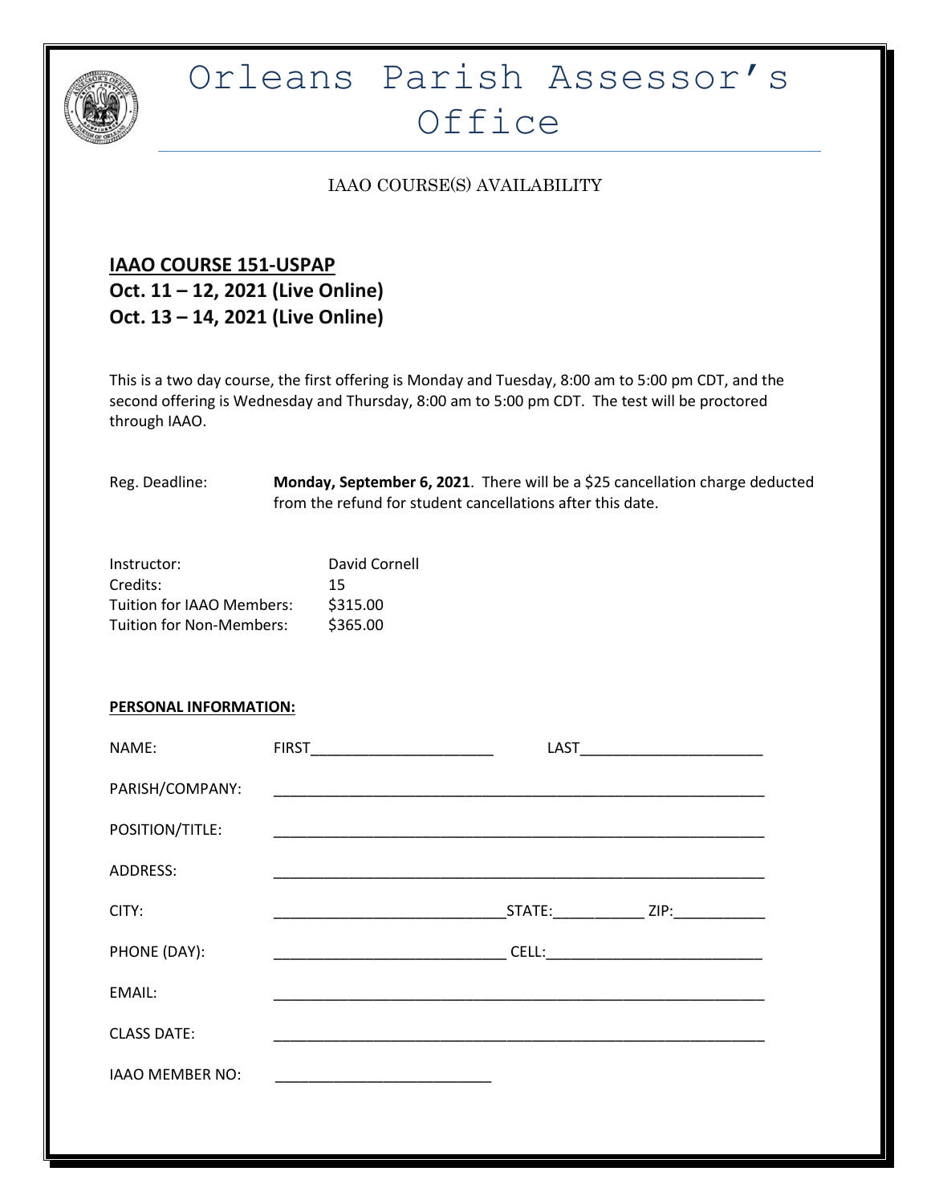# Orleans Parish Assessor's Office

IAAO COURSE(S) AVAILABILITY

## IAAO COURSE 151-USPAP

**Oct. 11 – 12, 2021 (Live Online)**
**Oct. 13 – 14, 2021 (Live Online)**

This is a two day course, the first offering is Monday and Tuesday, 8:00 am to 5:00 pm CDT, and the second offering is Wednesday and Thursday, 8:00 am to 5:00 pm CDT. The test will be proctored through IAAO.

Reg. Deadline: **Monday, September 6, 2021**. There will be a $25 cancellation charge deducted from the refund for student cancellations after this date.

| | |
|---|---|
| Instructor: | David Cornell |
| Credits: | 15 |
| Tuition for IAAO Members: | $315.00 |
| Tuition for Non-Members: | $365.00 |

**PERSONAL INFORMATION:**

NAME: FIRST______________________ LAST______________________

PARISH/COMPANY: ____________________________________________________________

POSITION/TITLE: ____________________________________________________________

ADDRESS: ____________________________________________________________

CITY: ____________________________STATE:___________ ZIP:___________

PHONE (DAY): ____________________________ CELL:_________________________

EMAIL: ____________________________________________________________

CLASS DATE: ____________________________________________________________

IAAO MEMBER NO: __________________________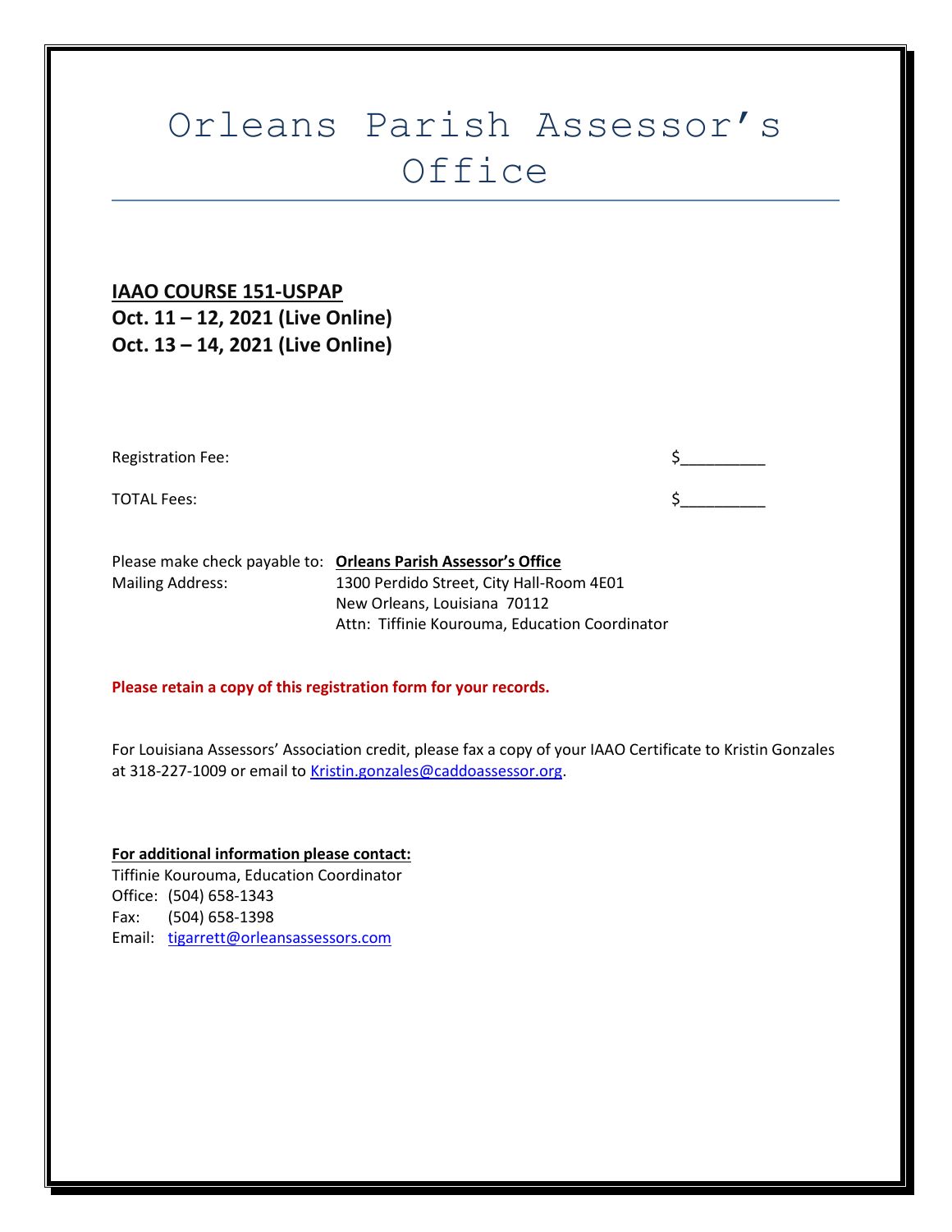# Orleans Parish Assessor's Office

**IAAO COURSE 151-USPAP**
**Oct. 11 – 12, 2021 (Live Online)**
**Oct. 13 – 14, 2021 (Live Online)**

| | |
|---|---|
| Registration Fee: | $__________ |
| TOTAL Fees: | $__________ |

Please make check payable to: **Orleans Parish Assessor's Office**
Mailing Address: 1300 Perdido Street, City Hall-Room 4E01
New Orleans, Louisiana 70112
Attn: Tiffinie Kourouma, Education Coordinator

**Please retain a copy of this registration form for your records.**

For Louisiana Assessors' Association credit, please fax a copy of your IAAO Certificate to Kristin Gonzales at 318-227-1009 or email to Kristin.gonzales@caddoassessor.org.

**For additional information please contact:**
Tiffinie Kourouma, Education Coordinator
Office: (504) 658-1343
Fax: (504) 658-1398
Email: tigarrett@orleansassessors.com